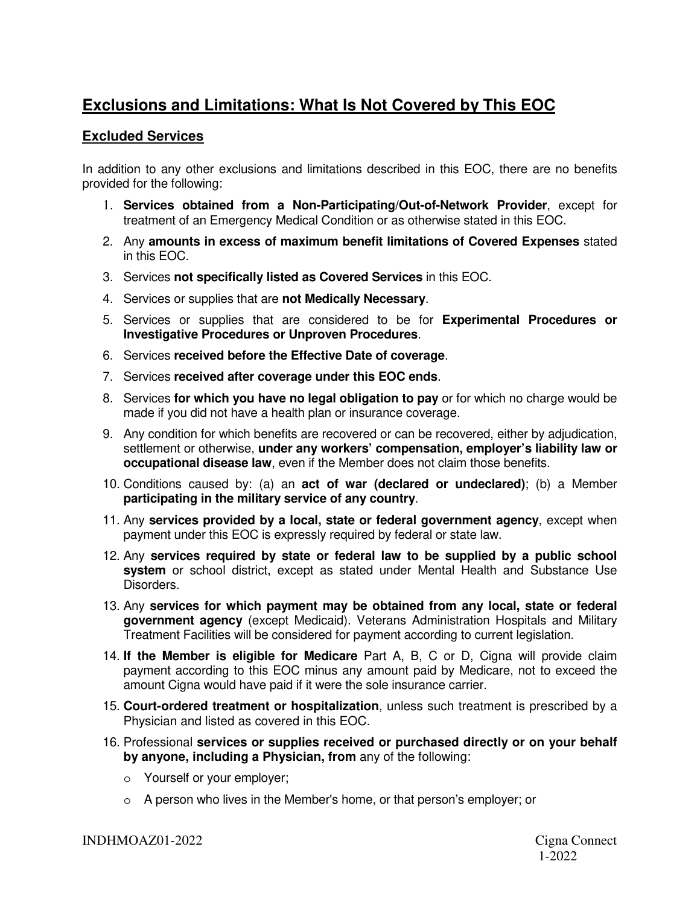# Exclusions and Limitations: What Is Not Covered by This EOC

## Excluded Services

In addition to any other exclusions and limitations described in this EOC, there are no benefits provided for the following:

1. **Services obtained from a Non-Participating/Out-of-Network Provider**, except for treatment of an Emergency Medical Condition or as otherwise stated in this EOC.
2. Any **amounts in excess of maximum benefit limitations of Covered Expenses** stated in this EOC.
3. Services **not specifically listed as Covered Services** in this EOC.
4. Services or supplies that are **not Medically Necessary**.
5. Services or supplies that are considered to be for **Experimental Procedures or Investigative Procedures or Unproven Procedures**.
6. Services **received before the Effective Date of coverage**.
7. Services **received after coverage under this EOC ends**.
8. Services **for which you have no legal obligation to pay** or for which no charge would be made if you did not have a health plan or insurance coverage.
9. Any condition for which benefits are recovered or can be recovered, either by adjudication, settlement or otherwise, **under any workers' compensation, employer's liability law or occupational disease law**, even if the Member does not claim those benefits.
10. Conditions caused by: (a) an **act of war (declared or undeclared)**; (b) a Member **participating in the military service of any country**.
11. Any **services provided by a local, state or federal government agency**, except when payment under this EOC is expressly required by federal or state law.
12. Any **services required by state or federal law to be supplied by a public school system** or school district, except as stated under Mental Health and Substance Use Disorders.
13. Any **services for which payment may be obtained from any local, state or federal government agency** (except Medicaid). Veterans Administration Hospitals and Military Treatment Facilities will be considered for payment according to current legislation.
14. **If the Member is eligible for Medicare** Part A, B, C or D, Cigna will provide claim payment according to this EOC minus any amount paid by Medicare, not to exceed the amount Cigna would have paid if it were the sole insurance carrier.
15. **Court-ordered treatment or hospitalization**, unless such treatment is prescribed by a Physician and listed as covered in this EOC.
16. Professional **services or supplies received or purchased directly or on your behalf by anyone, including a Physician, from** any of the following:
    - Yourself or your employer;
    - A person who lives in the Member's home, or that person's employer; or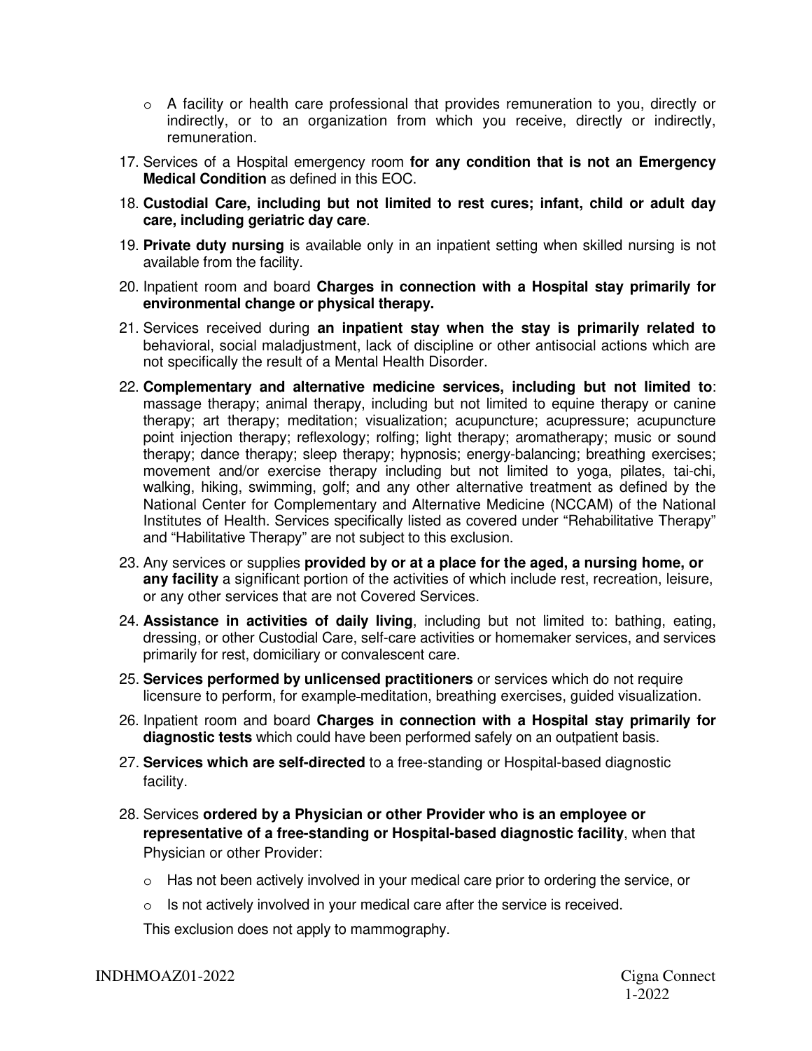- A facility or health care professional that provides remuneration to you, directly or indirectly, or to an organization from which you receive, directly or indirectly, remuneration.

17. Services of a Hospital emergency room **for any condition that is not an Emergency Medical Condition** as defined in this EOC.
18. **Custodial Care, including but not limited to rest cures; infant, child or adult day care, including geriatric day care**.
19. **Private duty nursing** is available only in an inpatient setting when skilled nursing is not available from the facility.
20. Inpatient room and board **Charges in connection with a Hospital stay primarily for environmental change or physical therapy.**
21. Services received during **an inpatient stay when the stay is primarily related to** behavioral, social maladjustment, lack of discipline or other antisocial actions which are not specifically the result of a Mental Health Disorder.
22. **Complementary and alternative medicine services, including but not limited to**: massage therapy; animal therapy, including but not limited to equine therapy or canine therapy; art therapy; meditation; visualization; acupuncture; acupressure; acupuncture point injection therapy; reflexology; rolfing; light therapy; aromatherapy; music or sound therapy; dance therapy; sleep therapy; hypnosis; energy-balancing; breathing exercises; movement and/or exercise therapy including but not limited to yoga, pilates, tai-chi, walking, hiking, swimming, golf; and any other alternative treatment as defined by the National Center for Complementary and Alternative Medicine (NCCAM) of the National Institutes of Health. Services specifically listed as covered under "Rehabilitative Therapy" and "Habilitative Therapy" are not subject to this exclusion.
23. Any services or supplies **provided by or at a place for the aged, a nursing home, or any facility** a significant portion of the activities of which include rest, recreation, leisure, or any other services that are not Covered Services.
24. **Assistance in activities of daily living**, including but not limited to: bathing, eating, dressing, or other Custodial Care, self-care activities or homemaker services, and services primarily for rest, domiciliary or convalescent care.
25. **Services performed by unlicensed practitioners** or services which do not require licensure to perform, for example meditation, breathing exercises, guided visualization.
26. Inpatient room and board **Charges in connection with a Hospital stay primarily for diagnostic tests** which could have been performed safely on an outpatient basis.
27. **Services which are self-directed** to a free-standing or Hospital-based diagnostic facility.
28. Services **ordered by a Physician or other Provider who is an employee or representative of a free-standing or Hospital-based diagnostic facility**, when that Physician or other Provider:
    - Has not been actively involved in your medical care prior to ordering the service, or
    - Is not actively involved in your medical care after the service is received.

    This exclusion does not apply to mammography.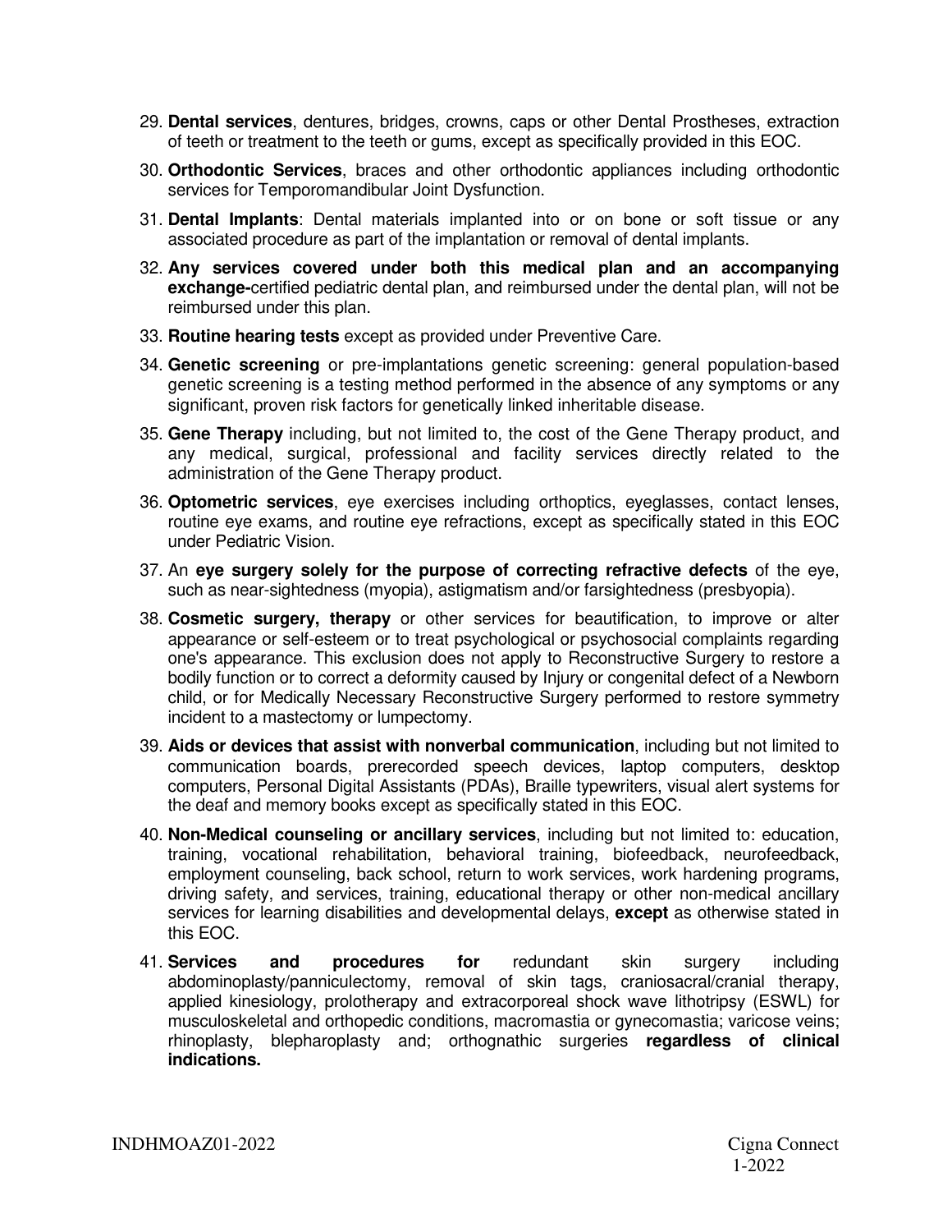29. **Dental services**, dentures, bridges, crowns, caps or other Dental Prostheses, extraction of teeth or treatment to the teeth or gums, except as specifically provided in this EOC.
30. **Orthodontic Services**, braces and other orthodontic appliances including orthodontic services for Temporomandibular Joint Dysfunction.
31. **Dental Implants**: Dental materials implanted into or on bone or soft tissue or any associated procedure as part of the implantation or removal of dental implants.
32. **Any services covered under both this medical plan and an accompanying exchange-**certified pediatric dental plan, and reimbursed under the dental plan, will not be reimbursed under this plan.
33. **Routine hearing tests** except as provided under Preventive Care.
34. **Genetic screening** or pre-implantations genetic screening: general population-based genetic screening is a testing method performed in the absence of any symptoms or any significant, proven risk factors for genetically linked inheritable disease.
35. **Gene Therapy** including, but not limited to, the cost of the Gene Therapy product, and any medical, surgical, professional and facility services directly related to the administration of the Gene Therapy product.
36. **Optometric services**, eye exercises including orthoptics, eyeglasses, contact lenses, routine eye exams, and routine eye refractions, except as specifically stated in this EOC under Pediatric Vision.
37. An **eye surgery solely for the purpose of correcting refractive defects** of the eye, such as near-sightedness (myopia), astigmatism and/or farsightedness (presbyopia).
38. **Cosmetic surgery, therapy** or other services for beautification, to improve or alter appearance or self-esteem or to treat psychological or psychosocial complaints regarding one's appearance. This exclusion does not apply to Reconstructive Surgery to restore a bodily function or to correct a deformity caused by Injury or congenital defect of a Newborn child, or for Medically Necessary Reconstructive Surgery performed to restore symmetry incident to a mastectomy or lumpectomy.
39. **Aids or devices that assist with nonverbal communication**, including but not limited to communication boards, prerecorded speech devices, laptop computers, desktop computers, Personal Digital Assistants (PDAs), Braille typewriters, visual alert systems for the deaf and memory books except as specifically stated in this EOC.
40. **Non-Medical counseling or ancillary services**, including but not limited to: education, training, vocational rehabilitation, behavioral training, biofeedback, neurofeedback, employment counseling, back school, return to work services, work hardening programs, driving safety, and services, training, educational therapy or other non-medical ancillary services for learning disabilities and developmental delays, **except** as otherwise stated in this EOC.
41. **Services and procedures for** redundant skin surgery including abdominoplasty/panniculectomy, removal of skin tags, craniosacral/cranial therapy, applied kinesiology, prolotherapy and extracorporeal shock wave lithotripsy (ESWL) for musculoskeletal and orthopedic conditions, macromastia or gynecomastia; varicose veins; rhinoplasty, blepharoplasty and; orthognathic surgeries **regardless of clinical indications.**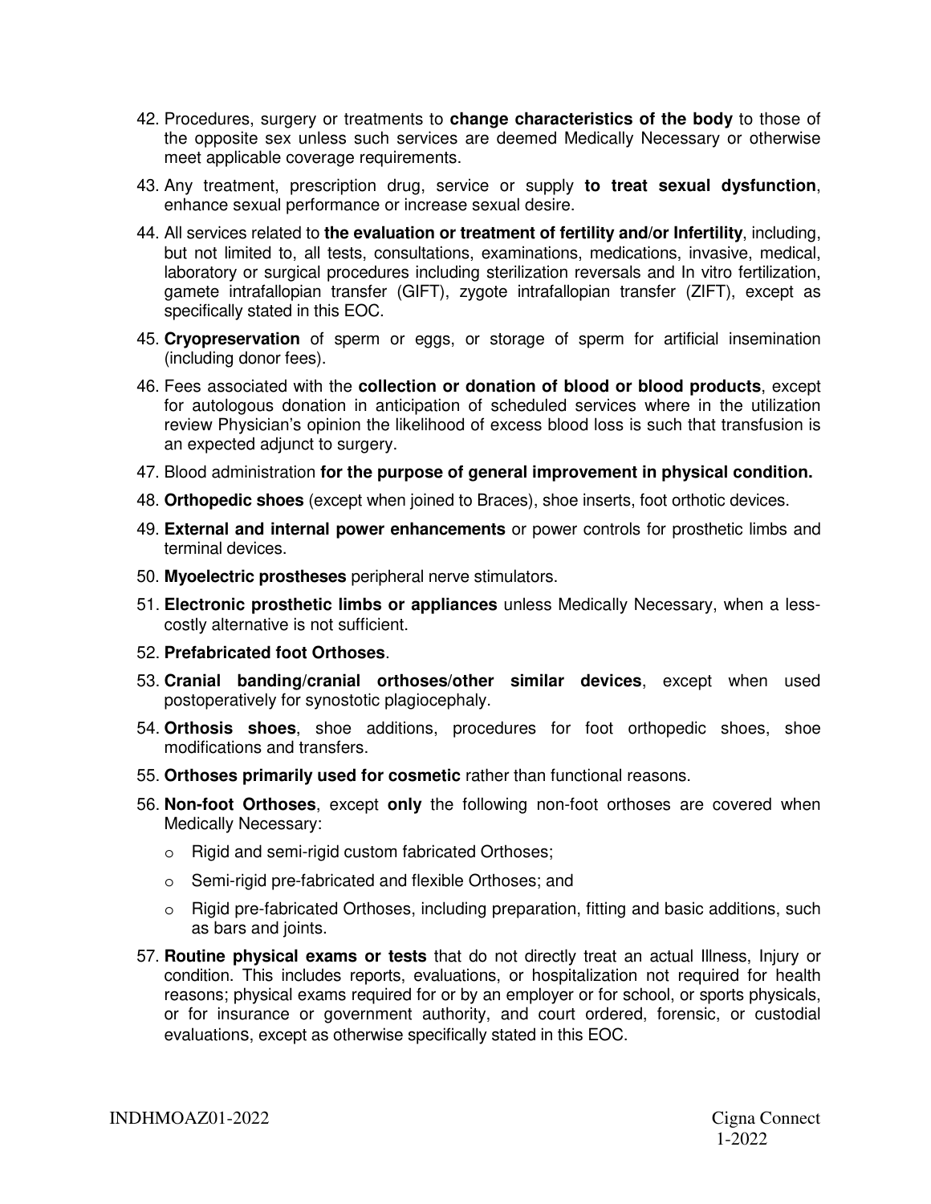42. Procedures, surgery or treatments to **change characteristics of the body** to those of the opposite sex unless such services are deemed Medically Necessary or otherwise meet applicable coverage requirements.

43. Any treatment, prescription drug, service or supply **to treat sexual dysfunction**, enhance sexual performance or increase sexual desire.

44. All services related to **the evaluation or treatment of fertility and/or Infertility**, including, but not limited to, all tests, consultations, examinations, medications, invasive, medical, laboratory or surgical procedures including sterilization reversals and In vitro fertilization, gamete intrafallopian transfer (GIFT), zygote intrafallopian transfer (ZIFT), except as specifically stated in this EOC.

45. **Cryopreservation** of sperm or eggs, or storage of sperm for artificial insemination (including donor fees).

46. Fees associated with the **collection or donation of blood or blood products**, except for autologous donation in anticipation of scheduled services where in the utilization review Physician's opinion the likelihood of excess blood loss is such that transfusion is an expected adjunct to surgery.

47. Blood administration **for the purpose of general improvement in physical condition.**

48. **Orthopedic shoes** (except when joined to Braces), shoe inserts, foot orthotic devices.

49. **External and internal power enhancements** or power controls for prosthetic limbs and terminal devices.

50. **Myoelectric prostheses** peripheral nerve stimulators.

51. **Electronic prosthetic limbs or appliances** unless Medically Necessary, when a less-costly alternative is not sufficient.

52. **Prefabricated foot Orthoses**.

53. **Cranial banding/cranial orthoses/other similar devices**, except when used postoperatively for synostotic plagiocephaly.

54. **Orthosis shoes**, shoe additions, procedures for foot orthopedic shoes, shoe modifications and transfers.

55. **Orthoses primarily used for cosmetic** rather than functional reasons.

56. **Non-foot Orthoses**, except **only** the following non-foot orthoses are covered when Medically Necessary:
    - Rigid and semi-rigid custom fabricated Orthoses;
    - Semi-rigid pre-fabricated and flexible Orthoses; and
    - Rigid pre-fabricated Orthoses, including preparation, fitting and basic additions, such as bars and joints.

57. **Routine physical exams or tests** that do not directly treat an actual Illness, Injury or condition. This includes reports, evaluations, or hospitalization not required for health reasons; physical exams required for or by an employer or for school, or sports physicals, or for insurance or government authority, and court ordered, forensic, or custodial evaluations, except as otherwise specifically stated in this EOC.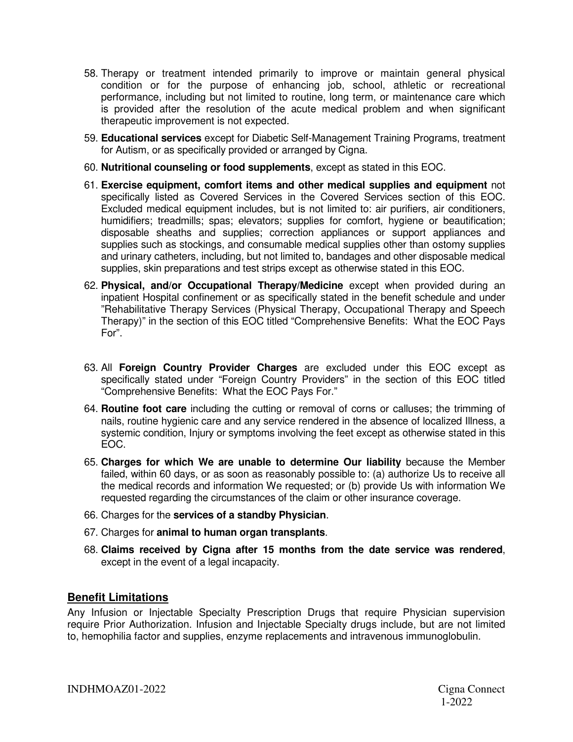58. Therapy or treatment intended primarily to improve or maintain general physical condition or for the purpose of enhancing job, school, athletic or recreational performance, including but not limited to routine, long term, or maintenance care which is provided after the resolution of the acute medical problem and when significant therapeutic improvement is not expected.
59. **Educational services** except for Diabetic Self-Management Training Programs, treatment for Autism, or as specifically provided or arranged by Cigna.
60. **Nutritional counseling or food supplements**, except as stated in this EOC.
61. **Exercise equipment, comfort items and other medical supplies and equipment** not specifically listed as Covered Services in the Covered Services section of this EOC. Excluded medical equipment includes, but is not limited to: air purifiers, air conditioners, humidifiers; treadmills; spas; elevators; supplies for comfort, hygiene or beautification; disposable sheaths and supplies; correction appliances or support appliances and supplies such as stockings, and consumable medical supplies other than ostomy supplies and urinary catheters, including, but not limited to, bandages and other disposable medical supplies, skin preparations and test strips except as otherwise stated in this EOC.
62. **Physical, and/or Occupational Therapy/Medicine** except when provided during an inpatient Hospital confinement or as specifically stated in the benefit schedule and under "Rehabilitative Therapy Services (Physical Therapy, Occupational Therapy and Speech Therapy)" in the section of this EOC titled "Comprehensive Benefits: What the EOC Pays For".
63. All **Foreign Country Provider Charges** are excluded under this EOC except as specifically stated under "Foreign Country Providers" in the section of this EOC titled "Comprehensive Benefits: What the EOC Pays For."
64. **Routine foot care** including the cutting or removal of corns or calluses; the trimming of nails, routine hygienic care and any service rendered in the absence of localized Illness, a systemic condition, Injury or symptoms involving the feet except as otherwise stated in this EOC.
65. **Charges for which We are unable to determine Our liability** because the Member failed, within 60 days, or as soon as reasonably possible to: (a) authorize Us to receive all the medical records and information We requested; or (b) provide Us with information We requested regarding the circumstances of the claim or other insurance coverage.
66. Charges for the **services of a standby Physician**.
67. Charges for **animal to human organ transplants**.
68. **Claims received by Cigna after 15 months from the date service was rendered**, except in the event of a legal incapacity.

## Benefit Limitations

Any Infusion or Injectable Specialty Prescription Drugs that require Physician supervision require Prior Authorization. Infusion and Injectable Specialty drugs include, but are not limited to, hemophilia factor and supplies, enzyme replacements and intravenous immunoglobulin.